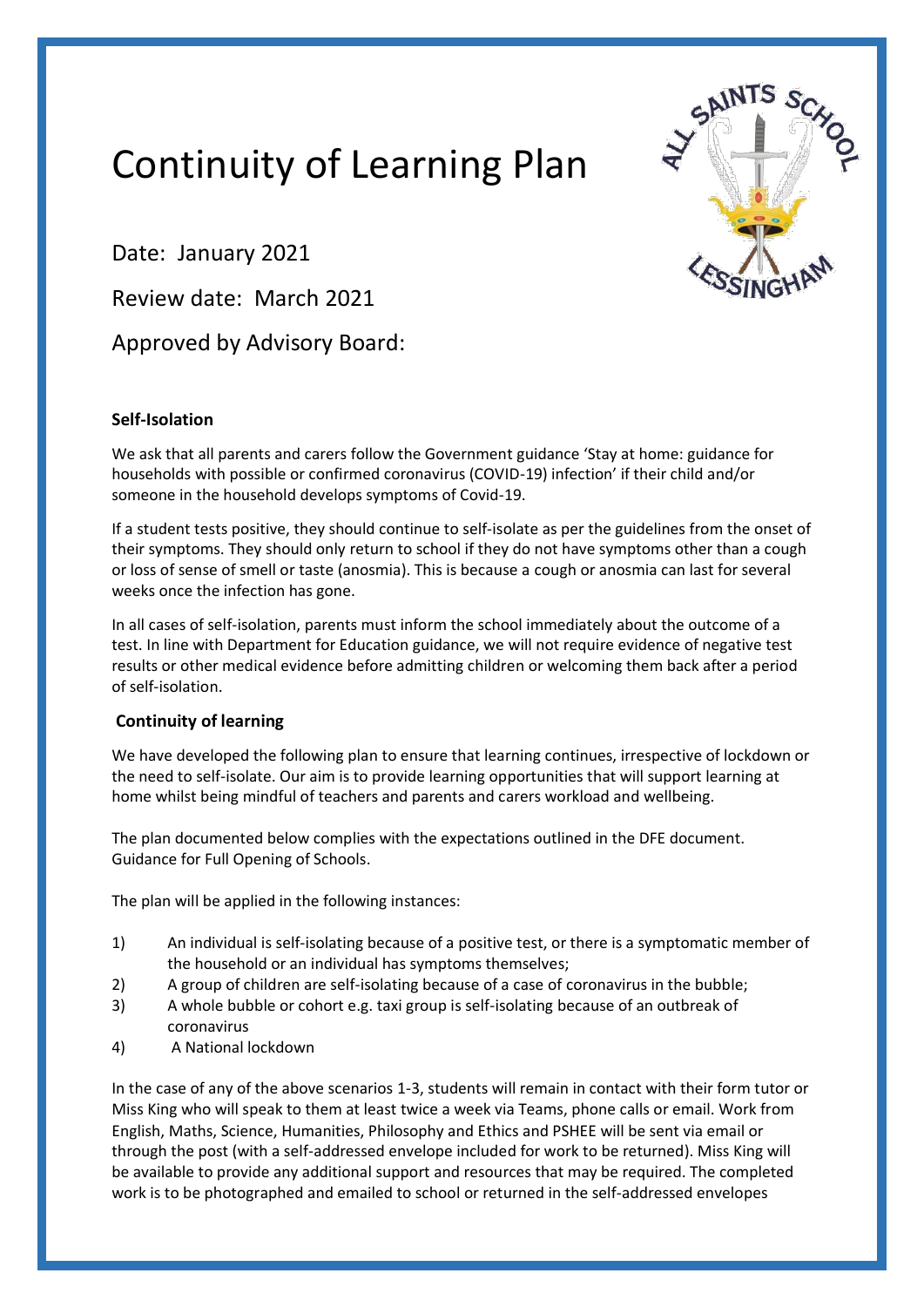# Continuity of Learning Plan

Date: January 2021

Review date: March 2021

Approved by Advisory Board:

### Self-Isolation

We ask that all parents and carers follow the Government guidance 'Stay at home: guidance for households with possible or confirmed coronavirus (COVID-19) infection' if their child and/or someone in the household develops symptoms of Covid-19.

If a student tests positive, they should continue to self-isolate as per the guidelines from the onset of their symptoms. They should only return to school if they do not have symptoms other than a cough or loss of sense of smell or taste (anosmia). This is because a cough or anosmia can last for several weeks once the infection has gone.

In all cases of self-isolation, parents must inform the school immediately about the outcome of a test. In line with Department for Education guidance, we will not require evidence of negative test results or other medical evidence before admitting children or welcoming them back after a period of self-isolation.

### Continuity of learning

We have developed the following plan to ensure that learning continues, irrespective of lockdown or the need to self-isolate. Our aim is to provide learning opportunities that will support learning at home whilst being mindful of teachers and parents and carers workload and wellbeing.

The plan documented below complies with the expectations outlined in the DFE document. Guidance for Full Opening of Schools.

The plan will be applied in the following instances:

1) An individual is self-isolating because of a positive test, or there is a symptomatic member of the household or an individual has symptoms themselves;
2) A group of children are self-isolating because of a case of coronavirus in the bubble;
3) A whole bubble or cohort e.g. taxi group is self-isolating because of an outbreak of coronavirus
4) A National lockdown

In the case of any of the above scenarios 1-3, students will remain in contact with their form tutor or Miss King who will speak to them at least twice a week via Teams, phone calls or email. Work from English, Maths, Science, Humanities, Philosophy and Ethics and PSHEE will be sent via email or through the post (with a self-addressed envelope included for work to be returned). Miss King will be available to provide any additional support and resources that may be required. The completed work is to be photographed and emailed to school or returned in the self-addressed envelopes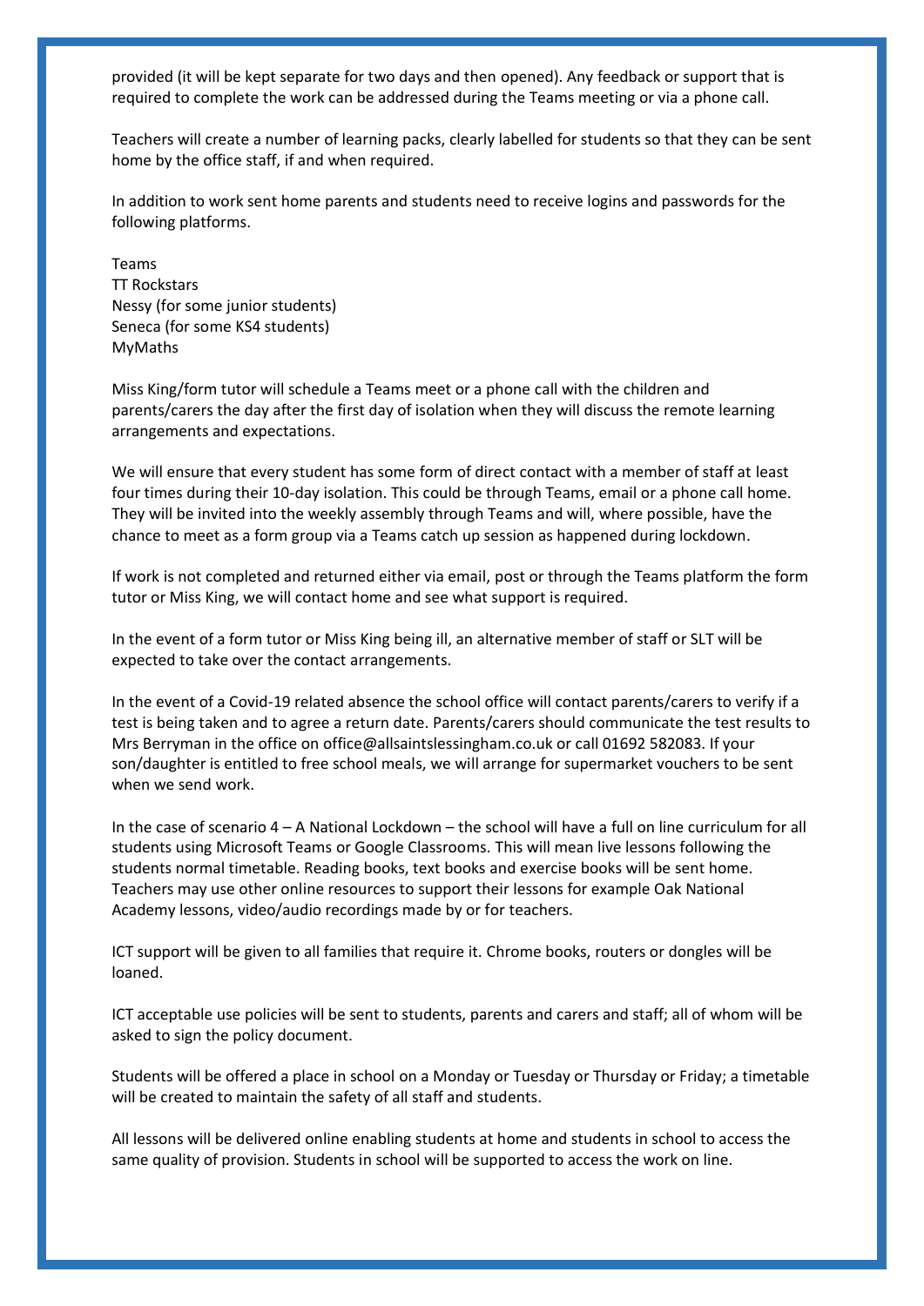provided (it will be kept separate for two days and then opened). Any feedback or support that is required to complete the work can be addressed during the Teams meeting or via a phone call.

Teachers will create a number of learning packs, clearly labelled for students so that they can be sent home by the office staff, if and when required.

In addition to work sent home parents and students need to receive logins and passwords for the following platforms.

Teams
TT Rockstars
Nessy (for some junior students)
Seneca (for some KS4 students)
MyMaths

Miss King/form tutor will schedule a Teams meet or a phone call with the children and parents/carers the day after the first day of isolation when they will discuss the remote learning arrangements and expectations.

We will ensure that every student has some form of direct contact with a member of staff at least four times during their 10-day isolation. This could be through Teams, email or a phone call home. They will be invited into the weekly assembly through Teams and will, where possible, have the chance to meet as a form group via a Teams catch up session as happened during lockdown.

If work is not completed and returned either via email, post or through the Teams platform the form tutor or Miss King, we will contact home and see what support is required.

In the event of a form tutor or Miss King being ill, an alternative member of staff or SLT will be expected to take over the contact arrangements.

In the event of a Covid-19 related absence the school office will contact parents/carers to verify if a test is being taken and to agree a return date. Parents/carers should communicate the test results to Mrs Berryman in the office on office@allsaintslessingham.co.uk or call 01692 582083. If your son/daughter is entitled to free school meals, we will arrange for supermarket vouchers to be sent when we send work.

In the case of scenario 4 – A National Lockdown – the school will have a full on line curriculum for all students using Microsoft Teams or Google Classrooms. This will mean live lessons following the students normal timetable. Reading books, text books and exercise books will be sent home. Teachers may use other online resources to support their lessons for example Oak National Academy lessons, video/audio recordings made by or for teachers.

ICT support will be given to all families that require it. Chrome books, routers or dongles will be loaned.

ICT acceptable use policies will be sent to students, parents and carers and staff; all of whom will be asked to sign the policy document.

Students will be offered a place in school on a Monday or Tuesday or Thursday or Friday; a timetable will be created to maintain the safety of all staff and students.

All lessons will be delivered online enabling students at home and students in school to access the same quality of provision. Students in school will be supported to access the work on line.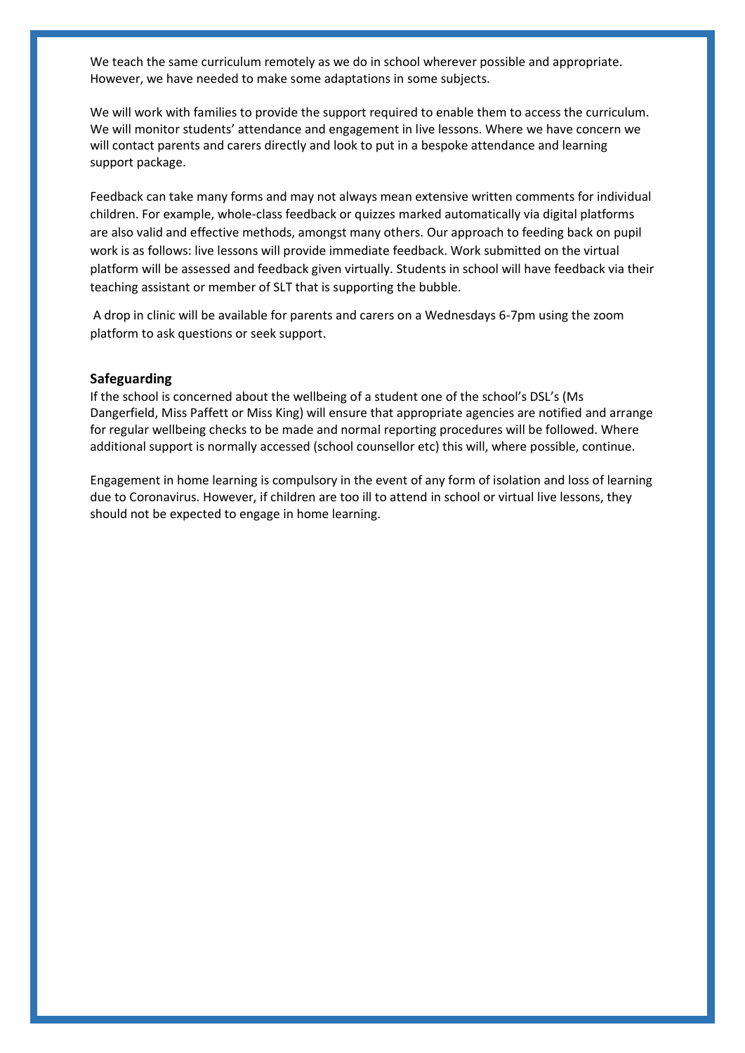We teach the same curriculum remotely as we do in school wherever possible and appropriate. However, we have needed to make some adaptations in some subjects.

We will work with families to provide the support required to enable them to access the curriculum. We will monitor students' attendance and engagement in live lessons. Where we have concern we will contact parents and carers directly and look to put in a bespoke attendance and learning support package.

Feedback can take many forms and may not always mean extensive written comments for individual children. For example, whole-class feedback or quizzes marked automatically via digital platforms are also valid and effective methods, amongst many others. Our approach to feeding back on pupil work is as follows: live lessons will provide immediate feedback. Work submitted on the virtual platform will be assessed and feedback given virtually. Students in school will have feedback via their teaching assistant or member of SLT that is supporting the bubble.

A drop in clinic will be available for parents and carers on a Wednesdays 6-7pm using the zoom platform to ask questions or seek support.

**Safeguarding**

If the school is concerned about the wellbeing of a student one of the school's DSL's (Ms Dangerfield, Miss Paffett or Miss King) will ensure that appropriate agencies are notified and arrange for regular wellbeing checks to be made and normal reporting procedures will be followed. Where additional support is normally accessed (school counsellor etc) this will, where possible, continue.

Engagement in home learning is compulsory in the event of any form of isolation and loss of learning due to Coronavirus. However, if children are too ill to attend in school or virtual live lessons, they should not be expected to engage in home learning.